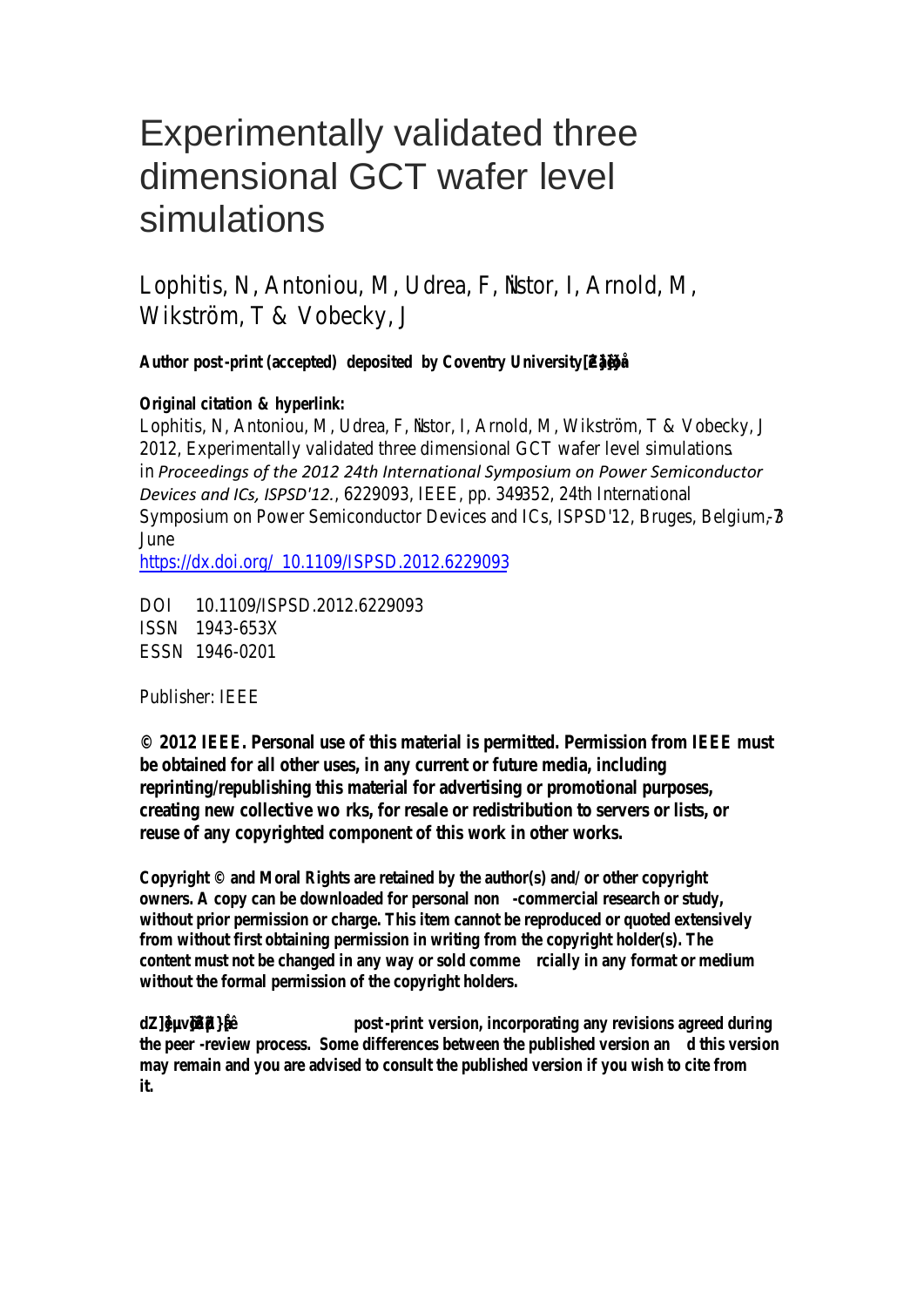# Experimentally validated three dimensional GCT wafer level simulations

Lophitis, N, Antoniou, M, Udrea, F, Nistor, I, Arnold, M, Wikström, T & Vobecky, J

**Author post-print (accepted) deposited by Coventry University's Repository**

**Original citation & hyperlink:**

Lophitis, N, Antoniou, M, Udrea, F, Nistor, I, Arnold, M, Wikström, T & Vobecky, J 2012, Experimentally validated three dimensional GCT wafer level simulations. in *Proceedings of the 2012 24th International Symposium on Power Semiconductor Devices and ICs, ISPSD'12.*, 6229093, IEEE, pp. 349-352, 24th International Symposium on Power Semiconductor Devices and ICs, ISPSD'12, Bruges, Belgium, 3-7 June

https://dx.doi.org/10.1109/ISPSD.2012.6229093

DOI 10.1109/ISPSD.2012.6229093
ISSN 1943-653X
ESSN 1946-0201

Publisher: IEEE

**© 2012 IEEE. Personal use of this material is permitted. Permission from IEEE must be obtained for all other uses, in any current or future media, including reprinting/republishing this material for advertising or promotional purposes, creating new collective works, for resale or redistribution to servers or lists, or reuse of any copyrighted component of this work in other works.**

**Copyright © and Moral Rights are retained by the author(s) and/ or other copyright owners. A copy can be downloaded for personal non-commercial research or study, without prior permission or charge. This item cannot be reproduced or quoted extensively from without first obtaining permission in writing from the copyright holder(s). The content must not be changed in any way or sold commercially in any format or medium without the formal permission of the copyright holders.**

**This document is the author's post-print version, incorporating any revisions agreed during the peer-review process. Some differences between the published version and this version may remain and you are advised to consult the published version if you wish to cite from it.**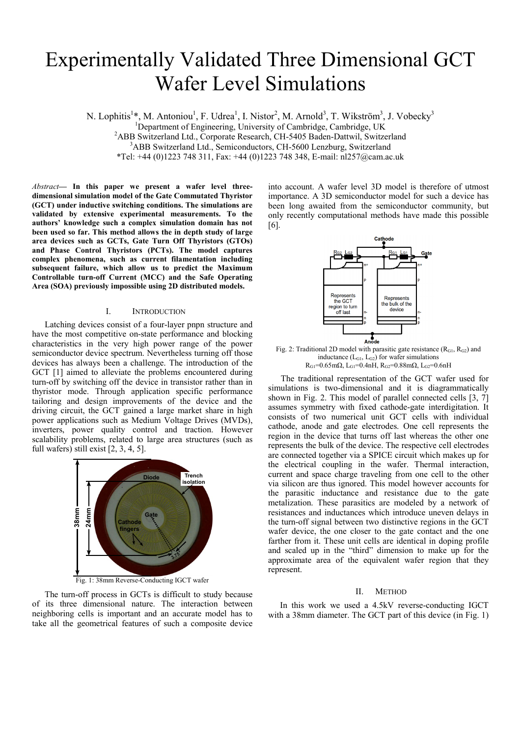# Experimentally Validated Three Dimensional GCT Wafer Level Simulations

N. Lophitis[1]*, M. Antoniou[1], F. Udrea[1], I. Nistor[2], M. Arnold[3], T. Wikström[3], J. Vobecky[3]

[1]Department of Engineering, University of Cambridge, Cambridge, UK

[2]ABB Switzerland Ltd., Corporate Research, CH-5405 Baden-Dattwil, Switzerland

[3]ABB Switzerland Ltd., Semiconductors, CH-5600 Lenzburg, Switzerland

*Tel: +44 (0)1223 748 311, Fax: +44 (0)1223 748 348, E-mail: nl257@cam.ac.uk

*Abstract*— **In this paper we present a wafer level three-dimensional simulation model of the Gate Commutated Thyristor (GCT) under inductive switching conditions. The simulations are validated by extensive experimental measurements. To the authors' knowledge such a complex simulation domain has not been used so far. This method allows the in depth study of large area devices such as GCTs, Gate Turn Off Thyristors (GTOs) and Phase Control Thyristors (PCTs). The model captures complex phenomena, such as current filamentation including subsequent failure, which allow us to predict the Maximum Controllable turn-off Current (MCC) and the Safe Operating Area (SOA) previously impossible using 2D distributed models.**

## I. Introduction

Latching devices consist of a four-layer pnpn structure and have the most competitive on-state performance and blocking characteristics in the very high power range of the power semiconductor device spectrum. Nevertheless turning off those devices has always been a challenge. The introduction of the GCT [1] aimed to alleviate the problems encountered during turn-off by switching off the device in transistor rather than in thyristor mode. Through application specific performance tailoring and design improvements of the device and the driving circuit, the GCT gained a large market share in high power applications such as Medium Voltage Drives (MVDs), inverters, power quality control and traction. However scalability problems, related to large area structures (such as full wafers) still exist [2, 3, 4, 5].

Fig. 1: 38mm Reverse-Conducting IGCT wafer

The turn-off process in GCTs is difficult to study because of its three dimensional nature. The interaction between neighboring cells is important and an accurate model has to take all the geometrical features of such a composite device into account. A wafer level 3D model is therefore of utmost importance. A 3D semiconductor model for such a device has been long awaited from the semiconductor community, but only recently computational methods have made this possible [6].

Fig. 2: Traditional 2D model with parasitic gate resistance ($R_{G1}$, $R_{G2}$) and inductance ($L_{G1}$, $L_{G2}$) for wafer simulations $R_{G1}$=0.65mΩ, $L_{G1}$=0.4nH, $R_{G2}$=0.88mΩ, $L_{G2}$=0.6nH

The traditional representation of the GCT wafer used for simulations is two-dimensional and it is diagrammatically shown in Fig. 2. This model of parallel connected cells [3, 7] assumes symmetry with fixed cathode-gate interdigitation. It consists of two numerical unit GCT cells with individual cathode, anode and gate electrodes. One cell represents the region in the device that turns off last whereas the other one represents the bulk of the device. The respective cell electrodes are connected together via a SPICE circuit which makes up for the electrical coupling in the wafer. Thermal interaction, current and space charge traveling from one cell to the other via silicon are thus ignored. This model however accounts for the parasitic inductance and resistance due to the gate metalization. These parasitics are modeled by a network of resistances and inductances which introduce uneven delays in the turn-off signal between two distinctive regions in the GCT wafer device, the one closer to the gate contact and the one farther from it. These unit cells are identical in doping profile and scaled up in the "third" dimension to make up for the approximate area of the equivalent wafer region that they represent.

## II. Method

In this work we used a 4.5kV reverse-conducting IGCT with a 38mm diameter. The GCT part of this device (in Fig. 1)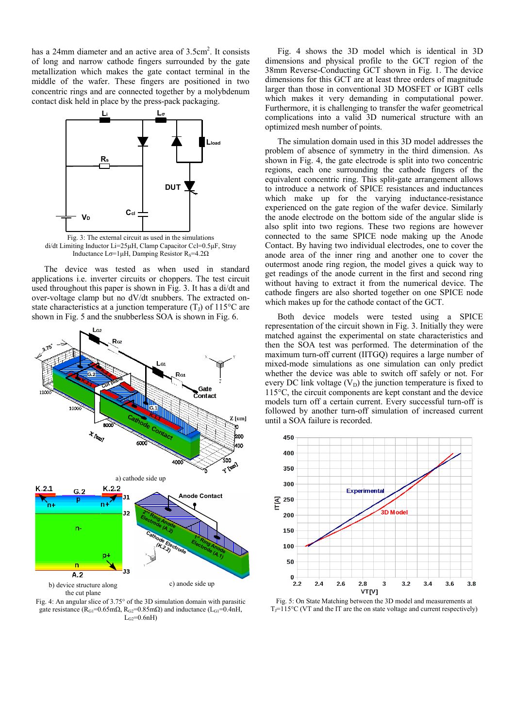has a 24mm diameter and an active area of 3.5cm$^2$. It consists of long and narrow cathode fingers surrounded by the gate metallization which makes the gate contact terminal in the middle of the wafer. These fingers are positioned in two concentric rings and are connected together by a molybdenum contact disk held in place by the press-pack packaging.

Fig. 3: The external circuit as used in the simulations di/dt Limiting Inductor Li=25μH, Clamp Capacitor Ccl=0.5μF, Stray Inductance Lσ=1μH, Damping Resistor $R_S$=4.2Ω

The device was tested as when used in standard applications i.e. inverter circuits or choppers. The test circuit used throughout this paper is shown in Fig. 3. It has a di/dt and over-voltage clamp but no dV/dt snubbers. The extracted on-state characteristics at a junction temperature ($T_J$) of 115°C are shown in Fig. 5 and the snubberless SOA is shown in Fig. 6.

a) cathode side up

b) device structure along the cut plane

c) anode side up

Fig. 4: An angular slice of 3.75° of the 3D simulation domain with parasitic gate resistance ($R_{G1}$=0.65mΩ, $R_{G2}$=0.85mΩ) and inductance ($L_{G1}$=0.4nH, $L_{G2}$=0.6nH)

Fig. 4 shows the 3D model which is identical in 3D dimensions and physical profile to the GCT region of the 38mm Reverse-Conducting GCT shown in Fig. 1. The device dimensions for this GCT are at least three orders of magnitude larger than those in conventional 3D MOSFET or IGBT cells which makes it very demanding in computational power. Furthermore, it is challenging to transfer the wafer geometrical complications into a valid 3D numerical structure with an optimized mesh number of points.

The simulation domain used in this 3D model addresses the problem of absence of symmetry in the third dimension. As shown in Fig. 4, the gate electrode is split into two concentric regions, each one surrounding the cathode fingers of the equivalent concentric ring. This split-gate arrangement allows to introduce a network of SPICE resistances and inductances which make up for the varying inductance-resistance experienced on the gate region of the wafer device. Similarly the anode electrode on the bottom side of the angular slide is also split into two regions. These two regions are however connected to the same SPICE node making up the Anode Contact. By having two individual electrodes, one to cover the anode area of the inner ring and another one to cover the outermost anode ring region, the model gives a quick way to get readings of the anode current in the first and second ring without having to extract it from the numerical device. The cathode fingers are also shorted together on one SPICE node which makes up for the cathode contact of the GCT.

Both device models were tested using a SPICE representation of the circuit shown in Fig. 3. Initially they were matched against the experimental on state characteristics and then the SOA test was performed. The determination of the maximum turn-off current (IITGQ) requires a large number of mixed-mode simulations as one simulation can only predict whether the device was able to switch off safely or not. For every DC link voltage ($V_D$) the junction temperature is fixed to 115°C, the circuit components are kept constant and the device models turn off a certain current. Every successful turn-off is followed by another turn-off simulation of increased current until a SOA failure is recorded.

Fig. 5: On State Matching between the 3D model and measurements at $T_J$=115°C (VT and the IT are the on state voltage and current respectively)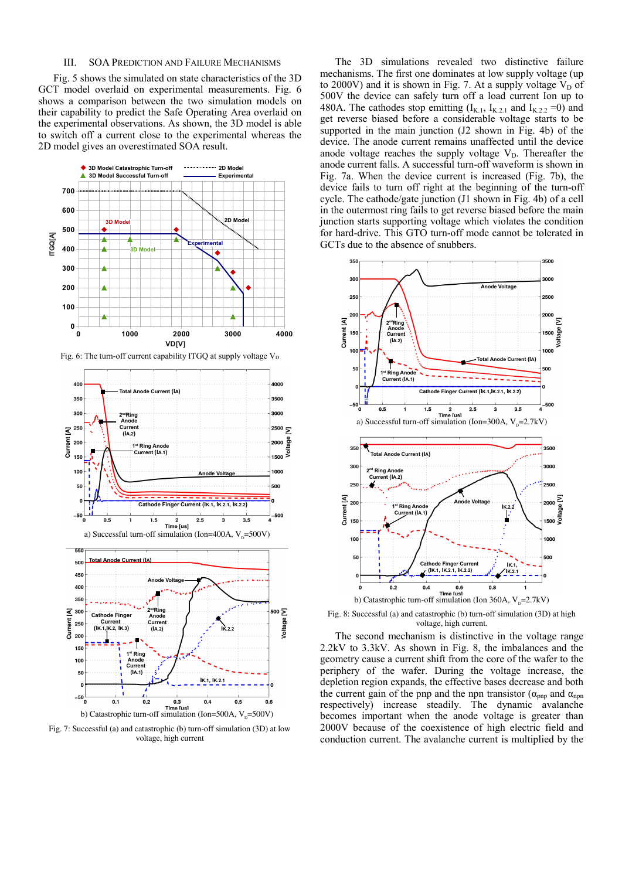## III. SOA Prediction and Failure Mechanisms

Fig. 5 shows the simulated on state characteristics of the 3D GCT model overlaid on experimental measurements. Fig. 6 shows a comparison between the two simulation models on their capability to predict the Safe Operating Area overlaid on the experimental observations. As shown, the 3D model is able to switch off a current close to the experimental whereas the 2D model gives an overestimated SOA result.

Fig. 6: The turn-off current capability ITGQ at supply voltage $V_D$

a) Successful turn-off simulation (Ion=400A, $V_D$=500V)

b) Catastrophic turn-off simulation (Ion=500A, $V_D$=500V)

Fig. 7: Successful (a) and catastrophic (b) turn-off simulation (3D) at low voltage, high current

The 3D simulations revealed two distinctive failure mechanisms. The first one dominates at low supply voltage (up to 2000V) and it is shown in Fig. 7. At a supply voltage $V_D$ of 500V the device can safely turn off a load current Ion up to 480A. The cathodes stop emitting ($I_{K.1}$, $I_{K.2.1}$ and $I_{K.2.2}$ =0) and get reverse biased before a considerable voltage starts to be supported in the main junction (J2 shown in Fig. 4b) of the device. The anode current remains unaffected until the device anode voltage reaches the supply voltage $V_D$. Thereafter the anode current falls. A successful turn-off waveform is shown in Fig. 7a. When the device current is increased (Fig. 7b), the device fails to turn off right at the beginning of the turn-off cycle. The cathode/gate junction (J1 shown in Fig. 4b) of a cell in the outermost ring fails to get reverse biased before the main junction starts supporting voltage which violates the condition for hard-drive. This GTO turn-off mode cannot be tolerated in GCTs due to the absence of snubbers.

a) Successful turn-off simulation (Ion=300A, $V_D$=2.7kV)

b) Catastrophic turn-off simulation (Ion 360A, $V_D$=2.7kV)

Fig. 8: Successful (a) and catastrophic (b) turn-off simulation (3D) at high voltage, high current.

The second mechanism is distinctive in the voltage range 2.2kV to 3.3kV. As shown in Fig. 8, the imbalances and the geometry cause a current shift from the core of the wafer to the periphery of the wafer. During the voltage increase, the depletion region expands, the effective bases decrease and both the current gain of the pnp and the npn transistor ($\alpha_{pnp}$ and $\alpha_{npn}$ respectively) increase steadily. The dynamic avalanche becomes important when the anode voltage is greater than 2000V because of the coexistence of high electric field and conduction current. The avalanche current is multiplied by the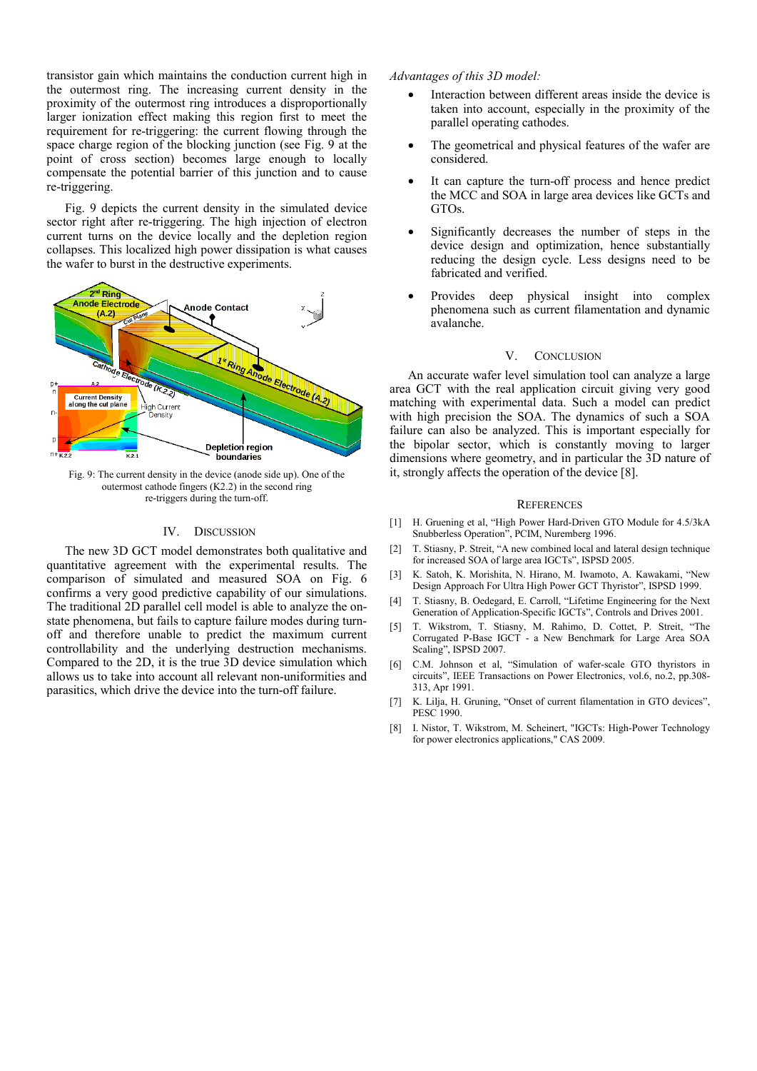transistor gain which maintains the conduction current high in the outermost ring. The increasing current density in the proximity of the outermost ring introduces a disproportionally larger ionization effect making this region first to meet the requirement for re-triggering: the current flowing through the space charge region of the blocking junction (see Fig. 9 at the point of cross section) becomes large enough to locally compensate the potential barrier of this junction and to cause re-triggering.

Fig. 9 depicts the current density in the simulated device sector right after re-triggering. The high injection of electron current turns on the device locally and the depletion region collapses. This localized high power dissipation is what causes the wafer to burst in the destructive experiments.

2nd Ring Anode Electrode (A.2)
Cut Plane
Anode Contact
1st Ring Anode Electrode (A.2)
Cathode Electrode (K.2.2)
Current Density along the cut plane
High Current Density
Depletion region boundaries
p+
n
n-
p
n+
A.2
K2.2
K2.1

Fig. 9: The current density in the device (anode side up). One of the outermost cathode fingers (K2.2) in the second ring re-triggers during the turn-off.

## IV. Discussion

The new 3D GCT model demonstrates both qualitative and quantitative agreement with the experimental results. The comparison of simulated and measured SOA on Fig. 6 confirms a very good predictive capability of our simulations. The traditional 2D parallel cell model is able to analyze the on-state phenomena, but fails to capture failure modes during turn-off and therefore unable to predict the maximum current controllability and the underlying destruction mechanisms. Compared to the 2D, it is the true 3D device simulation which allows us to take into account all relevant non-uniformities and parasitics, which drive the device into the turn-off failure.

*Advantages of this 3D model:*

- Interaction between different areas inside the device is taken into account, especially in the proximity of the parallel operating cathodes.
- The geometrical and physical features of the wafer are considered.
- It can capture the turn-off process and hence predict the MCC and SOA in large area devices like GCTs and GTOs.
- Significantly decreases the number of steps in the device design and optimization, hence substantially reducing the design cycle. Less designs need to be fabricated and verified.
- Provides deep physical insight into complex phenomena such as current filamentation and dynamic avalanche.

## V. Conclusion

An accurate wafer level simulation tool can analyze a large area GCT with the real application circuit giving very good matching with experimental data. Such a model can predict with high precision the SOA. The dynamics of such a SOA failure can also be analyzed. This is important especially for the bipolar sector, which is constantly moving to larger dimensions where geometry, and in particular the 3D nature of it, strongly affects the operation of the device [8].

## References

[1] H. Gruening et al, "High Power Hard-Driven GTO Module for 4.5/3kA Snubberless Operation", PCIM, Nuremberg 1996.

[2] T. Stiasny, P. Streit, "A new combined local and lateral design technique for increased SOA of large area IGCTs", ISPSD 2005.

[3] K. Satoh, K. Morishita, N. Hirano, M. Iwamoto, A. Kawakami, "New Design Approach For Ultra High Power GCT Thyristor", ISPSD 1999.

[4] T. Stiasny, B. Oedegard, E. Carroll, "Lifetime Engineering for the Next Generation of Application-Specific IGCTs", Controls and Drives 2001.

[5] T. Wikstrom, T. Stiasny, M. Rahimo, D. Cottet, P. Streit, "The Corrugated P-Base IGCT - a New Benchmark for Large Area SOA Scaling", ISPSD 2007.

[6] C.M. Johnson et al, "Simulation of wafer-scale GTO thyristors in circuits", IEEE Transactions on Power Electronics, vol.6, no.2, pp.308-313, Apr 1991.

[7] K. Lilja, H. Gruning, "Onset of current filamentation in GTO devices", PESC 1990.

[8] I. Nistor, T. Wikstrom, M. Scheinert, "IGCTs: High-Power Technology for power electronics applications," CAS 2009.